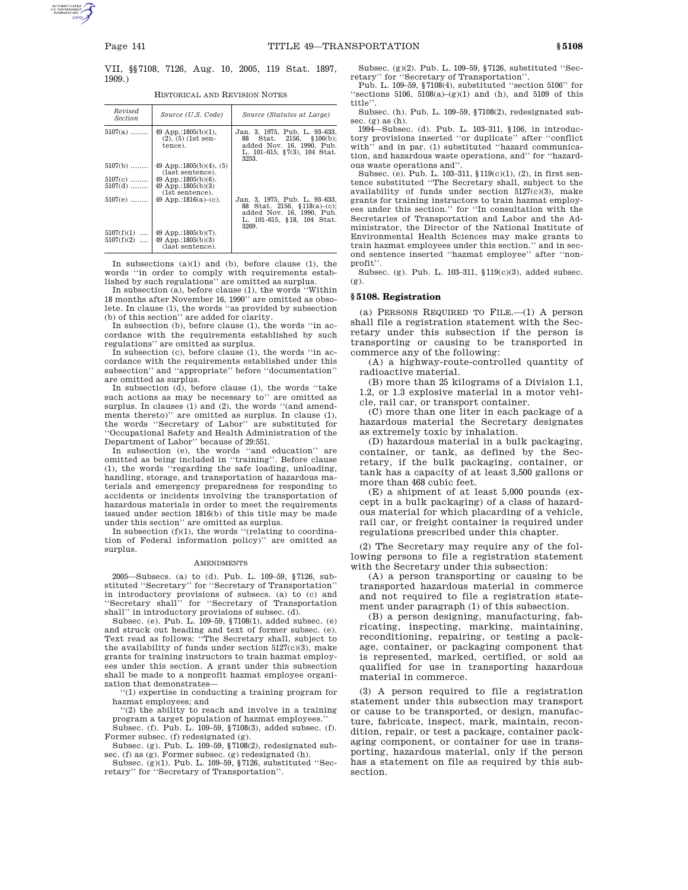VII, §§7108, 7126, Aug. 10, 2005, 119 Stat. 1897, 1909.)

HISTORICAL AND REVISION NOTES

| Revised Section | Source (U.S. Code) | Source (Statutes at Large) |
|---|---|---|
| 5107(a) ........ | 49 App.:1805(b)(1), (2), (5) (1st sentence). | Jan. 3, 1975, Pub. L. 93–633, 88 Stat. 2156, §106(b); added Nov. 16, 1990, Pub. L. 101–615, §7(3), 104 Stat. 3253. |
| 5107(b) ........ | 49 App.:1805(b)(4), (5) (last sentence). | |
| 5107(c) ........ | 49 App.:1805(b)(6). | |
| 5107(d) ........ | 49 App.:1805(b)(3) (1st sentence). | |
| 5107(e) ........ | 49 App.:1816(a)–(c). | Jan. 3, 1975, Pub. L. 93–633, 88 Stat. 2156, §118(a)–(c); added Nov. 16, 1990, Pub. L. 101–615, §18, 104 Stat. 3269. |
| 5107(f)(1) .... | 49 App.:1805(b)(7). | |
| 5107(f)(2) .... | 49 App.:1805(b)(3) (last sentence). | |

In subsections (a)(1) and (b), before clause (1), the words "in order to comply with requirements established by such regulations" are omitted as surplus.

In subsection (a), before clause (1), the words "Within 18 months after November 16, 1990" are omitted as obsolete. In clause (1), the words "as provided by subsection (b) of this section" are added for clarity.

In subsection (b), before clause (1), the words "in accordance with the requirements established by such regulations" are omitted as surplus.

In subsection (c), before clause (1), the words "in accordance with the requirements established under this subsection" and "appropriate" before "documentation" are omitted as surplus.

In subsection (d), before clause (1), the words "take such actions as may be necessary to" are omitted as surplus. In clauses (1) and (2), the words "(and amendments thereto)" are omitted as surplus. In clause (1), the words "Secretary of Labor" are substituted for "Occupational Safety and Health Administration of the Department of Labor" because of 29:551.

In subsection (e), the words "and education" are omitted as being included in "training". Before clause (1), the words "regarding the safe loading, unloading, handling, storage, and transportation of hazardous materials and emergency preparedness for responding to accidents or incidents involving the transportation of hazardous materials in order to meet the requirements issued under section 1816(b) of this title may be made under this section" are omitted as surplus.

In subsection (f)(1), the words "(relating to coordination of Federal information policy)" are omitted as surplus.

AMENDMENTS

2005—Subsecs. (a) to (d). Pub. L. 109–59, §7126, substituted "Secretary" for "Secretary of Transportation" in introductory provisions of subsecs. (a) to (c) and "Secretary shall" for "Secretary of Transportation shall" in introductory provisions of subsec. (d).

Subsec. (e). Pub. L. 109–59, §7108(1), added subsec. (e) and struck out heading and text of former subsec. (e). Text read as follows: "The Secretary shall, subject to the availability of funds under section 5127(c)(3), make grants for training instructors to train hazmat employees under this section. A grant under this subsection shall be made to a nonprofit hazmat employee organization that demonstrates—

"(1) expertise in conducting a training program for hazmat employees; and

"(2) the ability to reach and involve in a training program a target population of hazmat employees."

Subsec. (f). Pub. L. 109–59, §7108(3), added subsec. (f). Former subsec. (f) redesignated (g).

Subsec. (g). Pub. L. 109–59, §7108(2), redesignated subsec. (f) as (g). Former subsec. (g) redesignated (h).

Subsec. (g)(1). Pub. L. 109–59, §7126, substituted "Secretary" for "Secretary of Transportation".

Subsec. (g)(2). Pub. L. 109–59, §7126, substituted "Secretary" for "Secretary of Transportation".

Pub. L. 109–59, §7108(4), substituted "section 5106" for "sections 5106, 5108(a)–(g)(1) and (h), and 5109 of this title".

Subsec. (h). Pub. L. 109–59, §7108(2), redesignated subsec. (g) as (h).

1994—Subsec. (d). Pub. L. 103–311, §106, in introductory provisions inserted "or duplicate" after "conflict with" and in par. (1) substituted "hazard communication, and hazardous waste operations, and" for "hazardous waste operations and".

Subsec. (e). Pub. L. 103–311, §119(c)(1), (2), in first sentence substituted "The Secretary shall, subject to the availability of funds under section 5127(c)(3), make grants for training instructors to train hazmat employees under this section." for "In consultation with the Secretaries of Transportation and Labor and the Administrator, the Director of the National Institute of Environmental Health Sciences may make grants to train hazmat employees under this section." and in second sentence inserted "hazmat employee" after "nonprofit".

Subsec. (g). Pub. L. 103–311, §119(c)(3), added subsec. (g).

## § 5108. Registration

(a) PERSONS REQUIRED TO FILE.—(1) A person shall file a registration statement with the Secretary under this subsection if the person is transporting or causing to be transported in commerce any of the following:

(A) a highway-route-controlled quantity of radioactive material.

(B) more than 25 kilograms of a Division 1.1, 1.2, or 1.3 explosive material in a motor vehicle, rail car, or transport container.

(C) more than one liter in each package of a hazardous material the Secretary designates as extremely toxic by inhalation.

(D) hazardous material in a bulk packaging, container, or tank, as defined by the Secretary, if the bulk packaging, container, or tank has a capacity of at least 3,500 gallons or more than 468 cubic feet.

(E) a shipment of at least 5,000 pounds (except in a bulk packaging) of a class of hazardous material for which placarding of a vehicle, rail car, or freight container is required under regulations prescribed under this chapter.

(2) The Secretary may require any of the following persons to file a registration statement with the Secretary under this subsection:

(A) a person transporting or causing to be transported hazardous material in commerce and not required to file a registration statement under paragraph (1) of this subsection.

(B) a person designing, manufacturing, fabricating, inspecting, marking, maintaining, reconditioning, repairing, or testing a package, container, or packaging component that is represented, marked, certified, or sold as qualified for use in transporting hazardous material in commerce.

(3) A person required to file a registration statement under this subsection may transport or cause to be transported, or design, manufacture, fabricate, inspect, mark, maintain, recondition, repair, or test a package, container packaging component, or container for use in transporting, hazardous material, only if the person has a statement on file as required by this subsection.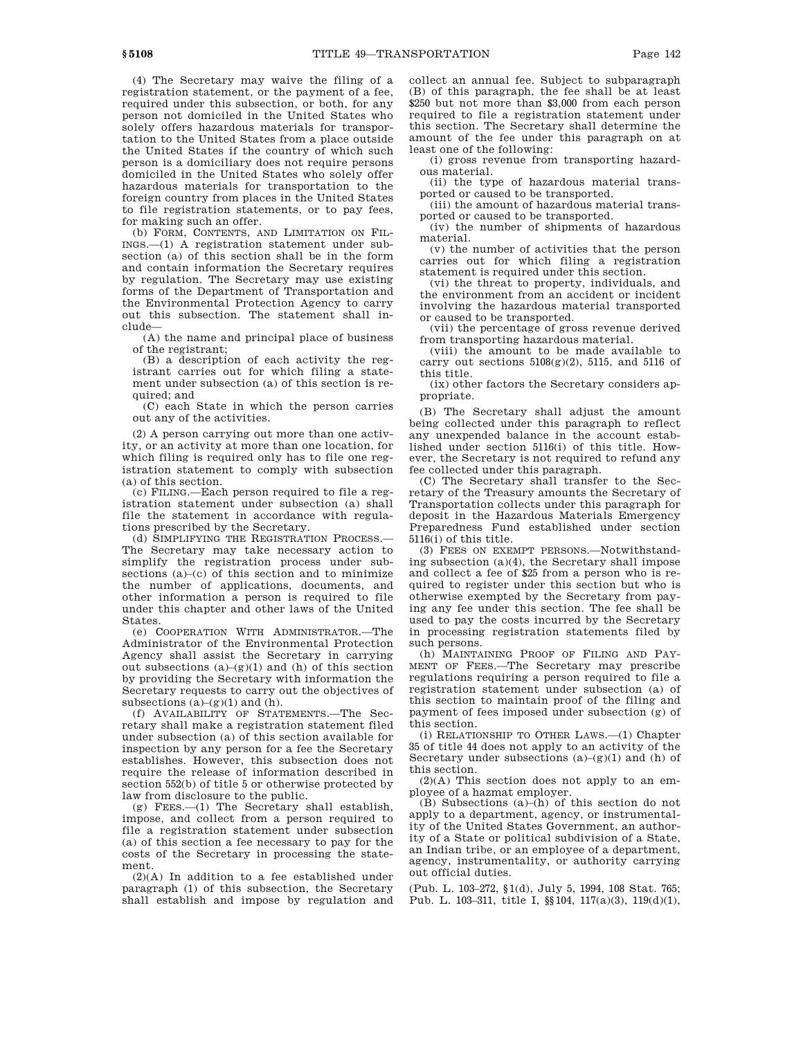(4) The Secretary may waive the filing of a registration statement, or the payment of a fee, required under this subsection, or both, for any person not domiciled in the United States who solely offers hazardous materials for transportation to the United States from a place outside the United States if the country of which such person is a domiciliary does not require persons domiciled in the United States who solely offer hazardous materials for transportation to the foreign country from places in the United States to file registration statements, or to pay fees, for making such an offer.

(b) FORM, CONTENTS, AND LIMITATION ON FILINGS.—(1) A registration statement under subsection (a) of this section shall be in the form and contain information the Secretary requires by regulation. The Secretary may use existing forms of the Department of Transportation and the Environmental Protection Agency to carry out this subsection. The statement shall include—

(A) the name and principal place of business of the registrant;

(B) a description of each activity the registrant carries out for which filing a statement under subsection (a) of this section is required; and

(C) each State in which the person carries out any of the activities.

(2) A person carrying out more than one activity, or an activity at more than one location, for which filing is required only has to file one registration statement to comply with subsection (a) of this section.

(c) FILING.—Each person required to file a registration statement under subsection (a) shall file the statement in accordance with regulations prescribed by the Secretary.

(d) SIMPLIFYING THE REGISTRATION PROCESS.—The Secretary may take necessary action to simplify the registration process under subsections (a)–(c) of this section and to minimize the number of applications, documents, and other information a person is required to file under this chapter and other laws of the United States.

(e) COOPERATION WITH ADMINISTRATOR.—The Administrator of the Environmental Protection Agency shall assist the Secretary in carrying out subsections (a)–(g)(1) and (h) of this section by providing the Secretary with information the Secretary requests to carry out the objectives of subsections (a)–(g)(1) and (h).

(f) AVAILABILITY OF STATEMENTS.—The Secretary shall make a registration statement filed under subsection (a) of this section available for inspection by any person for a fee the Secretary establishes. However, this subsection does not require the release of information described in section 552(b) of title 5 or otherwise protected by law from disclosure to the public.

(g) FEES.—(1) The Secretary shall establish, impose, and collect from a person required to file a registration statement under subsection (a) of this section a fee necessary to pay for the costs of the Secretary in processing the statement.

(2)(A) In addition to a fee established under paragraph (1) of this subsection, the Secretary shall establish and impose by regulation and collect an annual fee. Subject to subparagraph (B) of this paragraph, the fee shall be at least $250 but not more than $3,000 from each person required to file a registration statement under this section. The Secretary shall determine the amount of the fee under this paragraph on at least one of the following:

(i) gross revenue from transporting hazardous material.

(ii) the type of hazardous material transported or caused to be transported.

(iii) the amount of hazardous material transported or caused to be transported.

(iv) the number of shipments of hazardous material.

(v) the number of activities that the person carries out for which filing a registration statement is required under this section.

(vi) the threat to property, individuals, and the environment from an accident or incident involving the hazardous material transported or caused to be transported.

(vii) the percentage of gross revenue derived from transporting hazardous material.

(viii) the amount to be made available to carry out sections 5108(g)(2), 5115, and 5116 of this title.

(ix) other factors the Secretary considers appropriate.

(B) The Secretary shall adjust the amount being collected under this paragraph to reflect any unexpended balance in the account established under section 5116(i) of this title. However, the Secretary is not required to refund any fee collected under this paragraph.

(C) The Secretary shall transfer to the Secretary of the Treasury amounts the Secretary of Transportation collects under this paragraph for deposit in the Hazardous Materials Emergency Preparedness Fund established under section 5116(i) of this title.

(3) FEES ON EXEMPT PERSONS.—Notwithstanding subsection (a)(4), the Secretary shall impose and collect a fee of $25 from a person who is required to register under this section but who is otherwise exempted by the Secretary from paying any fee under this section. The fee shall be used to pay the costs incurred by the Secretary in processing registration statements filed by such persons.

(h) MAINTAINING PROOF OF FILING AND PAYMENT OF FEES.—The Secretary may prescribe regulations requiring a person required to file a registration statement under subsection (a) of this section to maintain proof of the filing and payment of fees imposed under subsection (g) of this section.

(i) RELATIONSHIP TO OTHER LAWS.—(1) Chapter 35 of title 44 does not apply to an activity of the Secretary under subsections (a)–(g)(1) and (h) of this section.

(2)(A) This section does not apply to an employee of a hazmat employer.

(B) Subsections (a)–(h) of this section do not apply to a department, agency, or instrumentality of the United States Government, an authority of a State or political subdivision of a State, an Indian tribe, or an employee of a department, agency, instrumentality, or authority carrying out official duties.

(Pub. L. 103–272, §1(d), July 5, 1994, 108 Stat. 765; Pub. L. 103–311, title I, §§104, 117(a)(3), 119(d)(1),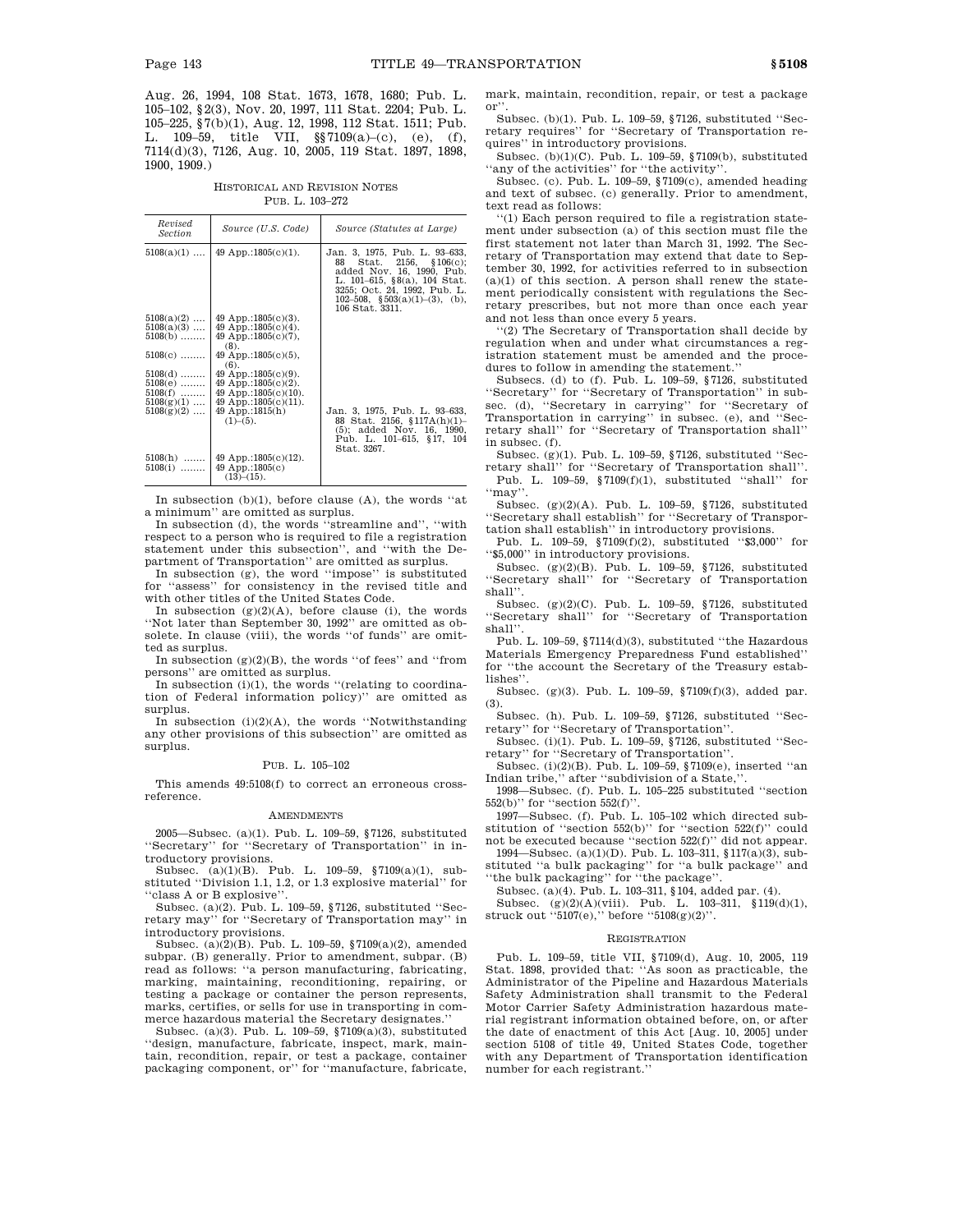Aug. 26, 1994, 108 Stat. 1673, 1678, 1680; Pub. L. 105–102, §2(3), Nov. 20, 1997, 111 Stat. 2204; Pub. L. 105–225, §7(b)(1), Aug. 12, 1998, 112 Stat. 1511; Pub. L. 109–59, title VII, §§7109(a)–(c), (e), (f), 7114(d)(3), 7126, Aug. 10, 2005, 119 Stat. 1897, 1898, 1900, 1909.)

HISTORICAL AND REVISION NOTES

PUB. L. 103–272

| Revised Section | Source (U.S. Code) | Source (Statutes at Large) |
|---|---|---|
| 5108(a)(1) .... | 49 App.:1805(c)(1). | Jan. 3, 1975, Pub. L. 93–633, 88 Stat. 2156, §106(c); added Nov. 16, 1990, Pub. L. 101–615, §8(a), 104 Stat. 3255; Oct. 24, 1992, Pub. L. 102–508, §503(a)(1)–(3), (b), 106 Stat. 3311. |
| 5108(a)(2) .... | 49 App.:1805(c)(3). | |
| 5108(a)(3) .... | 49 App.:1805(c)(4). | |
| 5108(b) ........ | 49 App.:1805(c)(7), (8). | |
| 5108(c) ........ | 49 App.:1805(c)(5), (6). | |
| 5108(d) ........ | 49 App.:1805(c)(9). | |
| 5108(e) ........ | 49 App.:1805(c)(2). | |
| 5108(f) ........ | 49 App.:1805(c)(10). | |
| 5108(g)(1) .... | 49 App.:1805(c)(11). | |
| 5108(g)(2) .... | 49 App.:1815(h) (1)–(5). | Jan. 3, 1975, Pub. L. 93–633, 88 Stat. 2156, §117A(h)(1)–(5); added Nov. 16, 1990, Pub. L. 101–615, §17, 104 Stat. 3267. |
| 5108(h) ........ | 49 App.:1805(c)(12). | |
| 5108(i) ........ | 49 App.:1805(c) (13)–(15). | |

In subsection (b)(1), before clause (A), the words "at a minimum" are omitted as surplus.

In subsection (d), the words "streamline and", "with respect to a person who is required to file a registration statement under this subsection", and "with the Department of Transportation" are omitted as surplus.

In subsection (g), the word "impose" is substituted for "assess" for consistency in the revised title and with other titles of the United States Code.

In subsection (g)(2)(A), before clause (i), the words "Not later than September 30, 1992" are omitted as obsolete. In clause (viii), the words "of funds" are omitted as surplus.

In subsection (g)(2)(B), the words "of fees" and "from persons" are omitted as surplus.

In subsection (i)(1), the words "(relating to coordination of Federal information policy)" are omitted as surplus.

In subsection (i)(2)(A), the words "Notwithstanding any other provisions of this subsection" are omitted as surplus.

PUB. L. 105–102

This amends 49:5108(f) to correct an erroneous cross-reference.

AMENDMENTS

2005—Subsec. (a)(1). Pub. L. 109–59, §7126, substituted "Secretary" for "Secretary of Transportation" in introductory provisions.

Subsec. (a)(1)(B). Pub. L. 109–59, §7109(a)(1), substituted "Division 1.1, 1.2, or 1.3 explosive material" for "class A or B explosive".

Subsec. (a)(2). Pub. L. 109–59, §7126, substituted "Secretary may" for "Secretary of Transportation may" in introductory provisions.

Subsec. (a)(2)(B). Pub. L. 109–59, §7109(a)(2), amended subpar. (B) generally. Prior to amendment, subpar. (B) read as follows: "a person manufacturing, fabricating, marking, maintaining, reconditioning, repairing, or testing a package or container the person represents, marks, certifies, or sells for use in transporting in commerce hazardous material the Secretary designates."

Subsec. (a)(3). Pub. L. 109–59, §7109(a)(3), substituted "design, manufacture, fabricate, inspect, mark, maintain, recondition, repair, or test a package, container packaging component, or" for "manufacture, fabricate, mark, maintain, recondition, repair, or test a package or".

Subsec. (b)(1). Pub. L. 109–59, §7126, substituted "Secretary requires" for "Secretary of Transportation requires" in introductory provisions.

Subsec. (b)(1)(C). Pub. L. 109–59, §7109(b), substituted "any of the activities" for "the activity".

Subsec. (c). Pub. L. 109–59, §7109(c), amended heading and text of subsec. (c) generally. Prior to amendment, text read as follows:

"(1) Each person required to file a registration statement under subsection (a) of this section must file the first statement not later than March 31, 1992. The Secretary of Transportation may extend that date to September 30, 1992, for activities referred to in subsection (a)(1) of this section. A person shall renew the statement periodically consistent with regulations the Secretary prescribes, but not more than once each year and not less than once every 5 years.

"(2) The Secretary of Transportation shall decide by regulation when and under what circumstances a registration statement must be amended and the procedures to follow in amending the statement."

Subsecs. (d) to (f). Pub. L. 109–59, §7126, substituted "Secretary" for "Secretary of Transportation" in subsec. (d), "Secretary in carrying" for "Secretary of Transportation in carrying" in subsec. (e), and "Secretary shall" for "Secretary of Transportation shall" in subsec. (f).

Subsec. (g)(1). Pub. L. 109–59, §7126, substituted "Secretary shall" for "Secretary of Transportation shall".

Pub. L. 109–59, §7109(f)(1), substituted "shall" for "may".

Subsec. (g)(2)(A). Pub. L. 109–59, §7126, substituted "Secretary shall establish" for "Secretary of Transportation shall establish" in introductory provisions.

Pub. L. 109–59, §7109(f)(2), substituted "$3,000" for "$5,000" in introductory provisions.

Subsec. (g)(2)(B). Pub. L. 109–59, §7126, substituted "Secretary shall" for "Secretary of Transportation shall".

Subsec. (g)(2)(C). Pub. L. 109–59, §7126, substituted "Secretary shall" for "Secretary of Transportation shall".

Pub. L. 109–59, §7114(d)(3), substituted "the Hazardous Materials Emergency Preparedness Fund established" for "the account the Secretary of the Treasury establishes".

Subsec. (g)(3). Pub. L. 109–59, §7109(f)(3), added par. (3).

Subsec. (h). Pub. L. 109–59, §7126, substituted "Secretary" for "Secretary of Transportation".

Subsec. (i)(1). Pub. L. 109–59, §7126, substituted "Secretary" for "Secretary of Transportation".

Subsec. (i)(2)(B). Pub. L. 109–59, §7109(e), inserted "an Indian tribe," after "subdivision of a State,".

1998—Subsec. (f). Pub. L. 105–225 substituted "section 552(b)" for "section 552(f)".

1997—Subsec. (f). Pub. L. 105–102 which directed substitution of "section 552(b)" for "section 522(f)" could not be executed because "section 522(f)" did not appear.

1994—Subsec. (a)(1)(D). Pub. L. 103–311, §117(a)(3), substituted "a bulk packaging" for "a bulk package" and "the bulk packaging" for "the package".

Subsec. (a)(4). Pub. L. 103–311, §104, added par. (4).

Subsec. (g)(2)(A)(viii). Pub. L. 103–311, §119(d)(1), struck out "5107(e)," before "5108(g)(2)".

REGISTRATION

Pub. L. 109–59, title VII, §7109(d), Aug. 10, 2005, 119 Stat. 1898, provided that: "As soon as practicable, the Administrator of the Pipeline and Hazardous Materials Safety Administration shall transmit to the Federal Motor Carrier Safety Administration hazardous material registrant information obtained before, on, or after the date of enactment of this Act [Aug. 10, 2005] under section 5108 of title 49, United States Code, together with any Department of Transportation identification number for each registrant."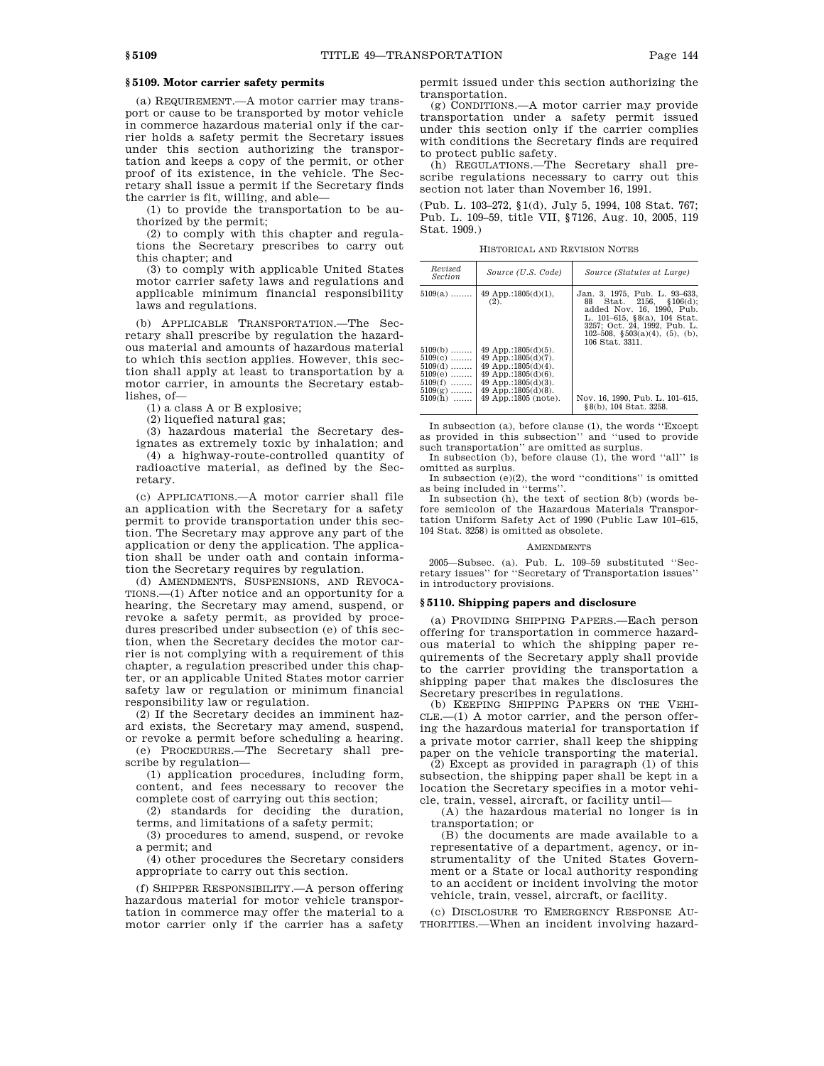### § 5109. Motor carrier safety permits

(a) REQUIREMENT.—A motor carrier may transport or cause to be transported by motor vehicle in commerce hazardous material only if the carrier holds a safety permit the Secretary issues under this section authorizing the transportation and keeps a copy of the permit, or other proof of its existence, in the vehicle. The Secretary shall issue a permit if the Secretary finds the carrier is fit, willing, and able—

(1) to provide the transportation to be authorized by the permit;

(2) to comply with this chapter and regulations the Secretary prescribes to carry out this chapter; and

(3) to comply with applicable United States motor carrier safety laws and regulations and applicable minimum financial responsibility laws and regulations.

(b) APPLICABLE TRANSPORTATION.—The Secretary shall prescribe by regulation the hazardous material and amounts of hazardous material to which this section applies. However, this section shall apply at least to transportation by a motor carrier, in amounts the Secretary establishes, of—

(1) a class A or B explosive;

(2) liquefied natural gas;

(3) hazardous material the Secretary designates as extremely toxic by inhalation; and

(4) a highway-route-controlled quantity of radioactive material, as defined by the Secretary.

(c) APPLICATIONS.—A motor carrier shall file an application with the Secretary for a safety permit to provide transportation under this section. The Secretary may approve any part of the application or deny the application. The application shall be under oath and contain information the Secretary requires by regulation.

(d) AMENDMENTS, SUSPENSIONS, AND REVOCATIONS.—(1) After notice and an opportunity for a hearing, the Secretary may amend, suspend, or revoke a safety permit, as provided by procedures prescribed under subsection (e) of this section, when the Secretary decides the motor carrier is not complying with a requirement of this chapter, a regulation prescribed under this chapter, or an applicable United States motor carrier safety law or regulation or minimum financial responsibility law or regulation.

(2) If the Secretary decides an imminent hazard exists, the Secretary may amend, suspend, or revoke a permit before scheduling a hearing.

(e) PROCEDURES.—The Secretary shall prescribe by regulation—

(1) application procedures, including form, content, and fees necessary to recover the complete cost of carrying out this section;

(2) standards for deciding the duration, terms, and limitations of a safety permit;

(3) procedures to amend, suspend, or revoke a permit; and

(4) other procedures the Secretary considers appropriate to carry out this section.

(f) SHIPPER RESPONSIBILITY.—A person offering hazardous material for motor vehicle transportation in commerce may offer the material to a motor carrier only if the carrier has a safety permit issued under this section authorizing the transportation.

(g) CONDITIONS.—A motor carrier may provide transportation under a safety permit issued under this section only if the carrier complies with conditions the Secretary finds are required to protect public safety.

(h) REGULATIONS.—The Secretary shall prescribe regulations necessary to carry out this section not later than November 16, 1991.

(Pub. L. 103–272, §1(d), July 5, 1994, 108 Stat. 767; Pub. L. 109–59, title VII, §7126, Aug. 10, 2005, 119 Stat. 1909.)

HISTORICAL AND REVISION NOTES

| Revised Section | Source (U.S. Code) | Source (Statutes at Large) |
|---|---|---|
| 5109(a) | 49 App.:1805(d)(1), (2). | Jan. 3, 1975, Pub. L. 93–633, 88 Stat. 2156, §106(d); added Nov. 16, 1990, Pub. L. 101–615, §8(a), 104 Stat. 3257; Oct. 24, 1992, Pub. L. 102–508, §503(a)(4), (5), (b), 106 Stat. 3311. |
| 5109(b) | 49 App.:1805(d)(5). | |
| 5109(c) | 49 App.:1805(d)(7). | |
| 5109(d) | 49 App.:1805(d)(4). | |
| 5109(e) | 49 App.:1805(d)(6). | |
| 5109(f) | 49 App.:1805(d)(3). | |
| 5109(g) | 49 App.:1805(d)(8). | |
| 5109(h) | 49 App.:1805 (note). | Nov. 16, 1990, Pub. L. 101–615, §8(b), 104 Stat. 3258. |

In subsection (a), before clause (1), the words "Except as provided in this subsection" and "used to provide such transportation" are omitted as surplus.

In subsection (b), before clause (1), the word "all" is omitted as surplus.

In subsection (e)(2), the word "conditions" is omitted as being included in "terms".

In subsection (h), the text of section 8(b) (words before semicolon of the Hazardous Materials Transportation Uniform Safety Act of 1990 (Public Law 101–615, 104 Stat. 3258) is omitted as obsolete.

AMENDMENTS

2005—Subsec. (a). Pub. L. 109–59 substituted "Secretary issues" for "Secretary of Transportation issues" in introductory provisions.

### § 5110. Shipping papers and disclosure

(a) PROVIDING SHIPPING PAPERS.—Each person offering for transportation in commerce hazardous material to which the shipping paper requirements of the Secretary apply shall provide to the carrier providing the transportation a shipping paper that makes the disclosures the Secretary prescribes in regulations.

(b) KEEPING SHIPPING PAPERS ON THE VEHICLE.—(1) A motor carrier, and the person offering the hazardous material for transportation if a private motor carrier, shall keep the shipping paper on the vehicle transporting the material.

(2) Except as provided in paragraph (1) of this subsection, the shipping paper shall be kept in a location the Secretary specifies in a motor vehicle, train, vessel, aircraft, or facility until—

(A) the hazardous material no longer is in transportation; or

(B) the documents are made available to a representative of a department, agency, or instrumentality of the United States Government or a State or local authority responding to an accident or incident involving the motor vehicle, train, vessel, aircraft, or facility.

(c) DISCLOSURE TO EMERGENCY RESPONSE AUTHORITIES.—When an incident involving hazard-